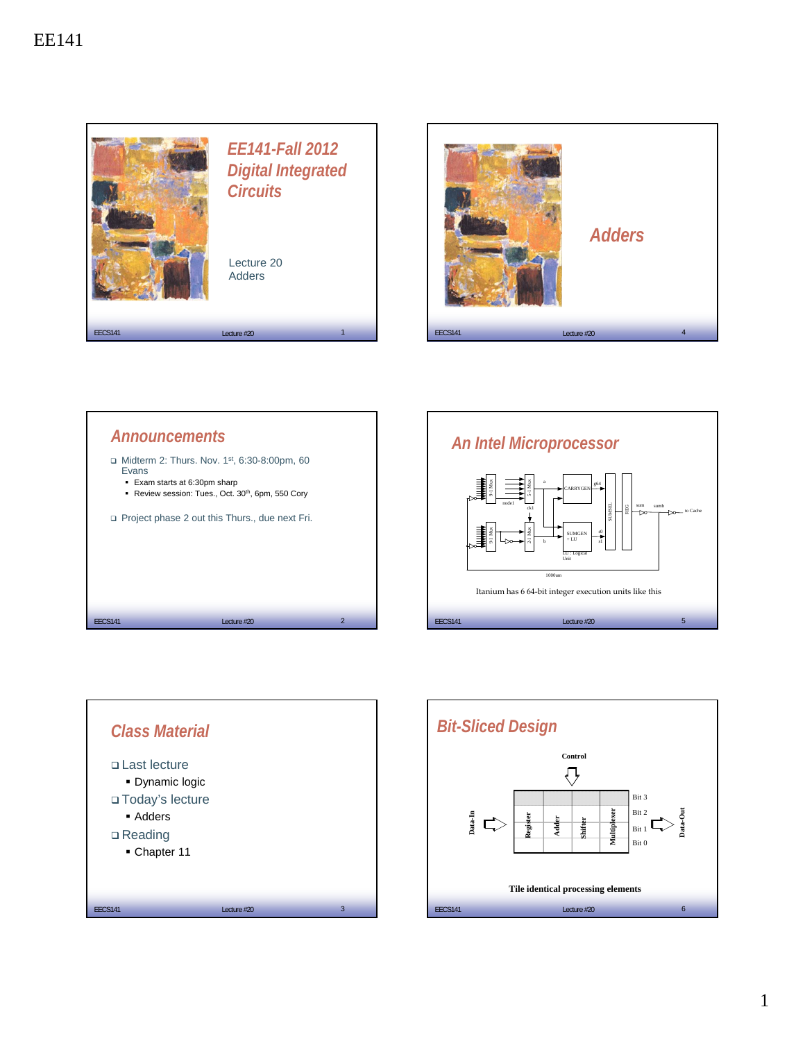# EE141

## EE141-Fall 2012 Digital Integrated Circuits

Lecture 20
Adders

## Announcements

- Midterm 2: Thurs. Nov. 1st, 6:30-8:00pm, 60 Evans
  - Exam starts at 6:30pm sharp
  - Review session: Tues., Oct. 30th, 6pm, 550 Cory
- Project phase 2 out this Thurs., due next Fri.

## Class Material

- Last lecture
  - Dynamic logic
- Today's lecture
  - Adders
- Reading
  - Chapter 11

## Adders

## An Intel Microprocessor

9-1 Mux, 5-1 Mux, 9-1 Mux, 2-1 Mux, a, b, node1, ck1, CARRYGEN, g64, SUMGEN + LU, LU : Logical Unit, s0, s1, SUMSEL, REG, sum, sumb, to Cache, 1000um

Itanium has 6 64-bit integer execution units like this

## Bit-Sliced Design

Control

Data-In, Register, Adder, Shifter, Multiplexer, Data-Out

Bit 3, Bit 2, Bit 1, Bit 0

Tile identical processing elements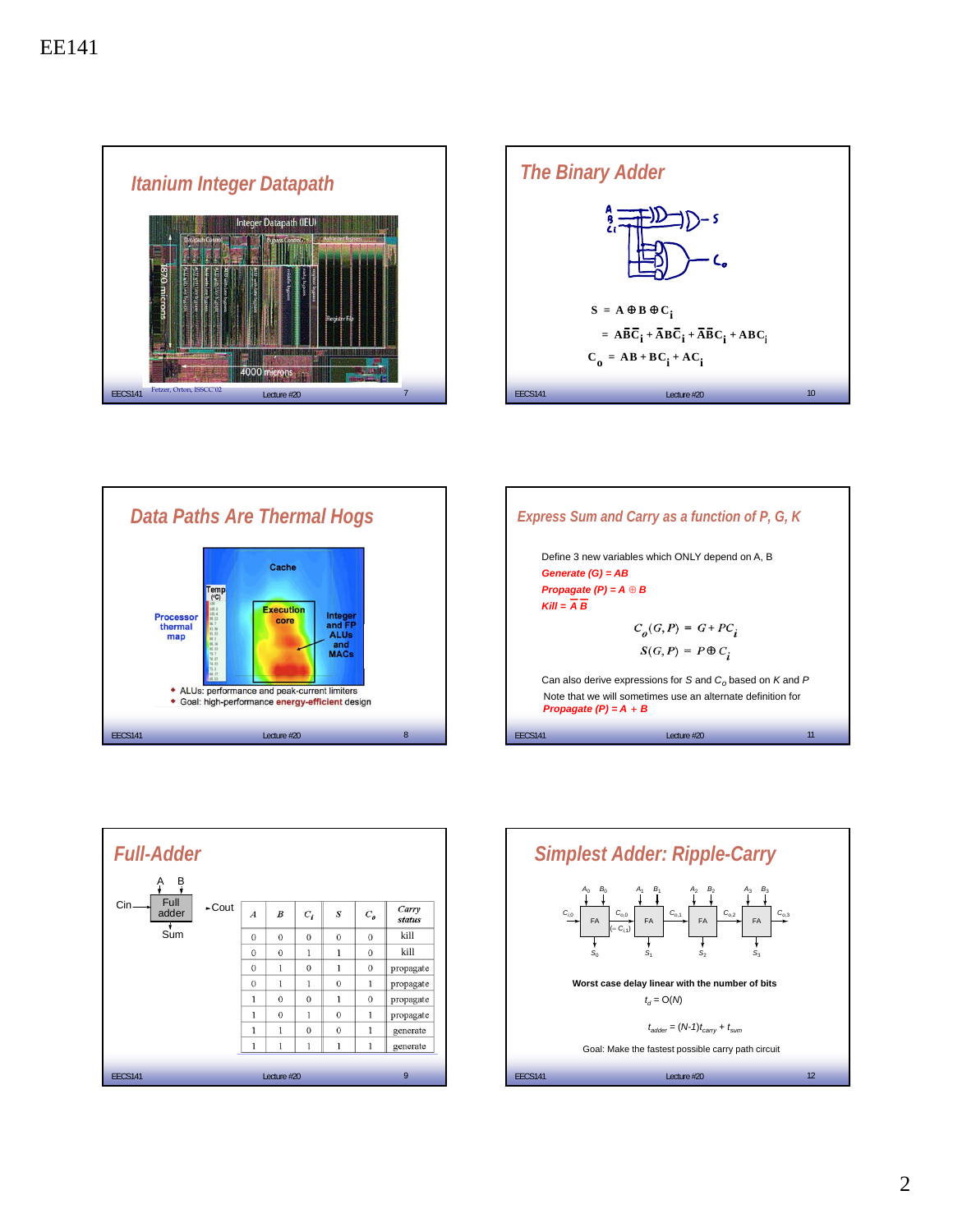## Itanium Integer Datapath

Integer Datapath (IEU)

1870 microns

4000 microns

Fetzer, Orton, ISSCC'02

## The Binary Adder

$$S = A \oplus B \oplus C_i$$

$$= A\bar{B}\bar{C}_i + \bar{A}B\bar{C}_i + \bar{A}\bar{B}C_i + ABC_i$$

$$C_o = AB + BC_i + AC_i$$

## Data Paths Are Thermal Hogs

Processor thermal map

Cache

Execution core

Integer and FP ALUs and MACs

- ALUs: performance and peak-current limiters
- Goal: high-performance **energy-efficient** design

## Express Sum and Carry as a function of P, G, K

Define 3 new variables which ONLY depend on A, B

*Generate (G) = AB*

*Propagate (P) = A ⊕ B*

*Kill = $\bar{A}\bar{B}$*

$$C_o(G, P) = G + PC_i$$

$$S(G, P) = P \oplus C_i$$

Can also derive expressions for $S$ and $C_o$ based on $K$ and $P$

Note that we will sometimes use an alternate definition for *Propagate (P) = A + B*

## Full-Adder

| $A$ | $B$ | $C_i$ | $S$ | $C_o$ | Carry status |
|---|---|---|---|---|---|
| 0 | 0 | 0 | 0 | 0 | kill |
| 0 | 0 | 1 | 1 | 0 | kill |
| 0 | 1 | 0 | 1 | 0 | propagate |
| 0 | 1 | 1 | 0 | 1 | propagate |
| 1 | 0 | 0 | 1 | 0 | propagate |
| 1 | 0 | 1 | 0 | 1 | propagate |
| 1 | 1 | 0 | 0 | 1 | generate |
| 1 | 1 | 1 | 1 | 1 | generate |

## Simplest Adder: Ripple-Carry

**Worst case delay linear with the number of bits**

$t_d = O(N)$

$t_{adder} = (N\text{-}1)t_{carry} + t_{sum}$

Goal: Make the fastest possible carry path circuit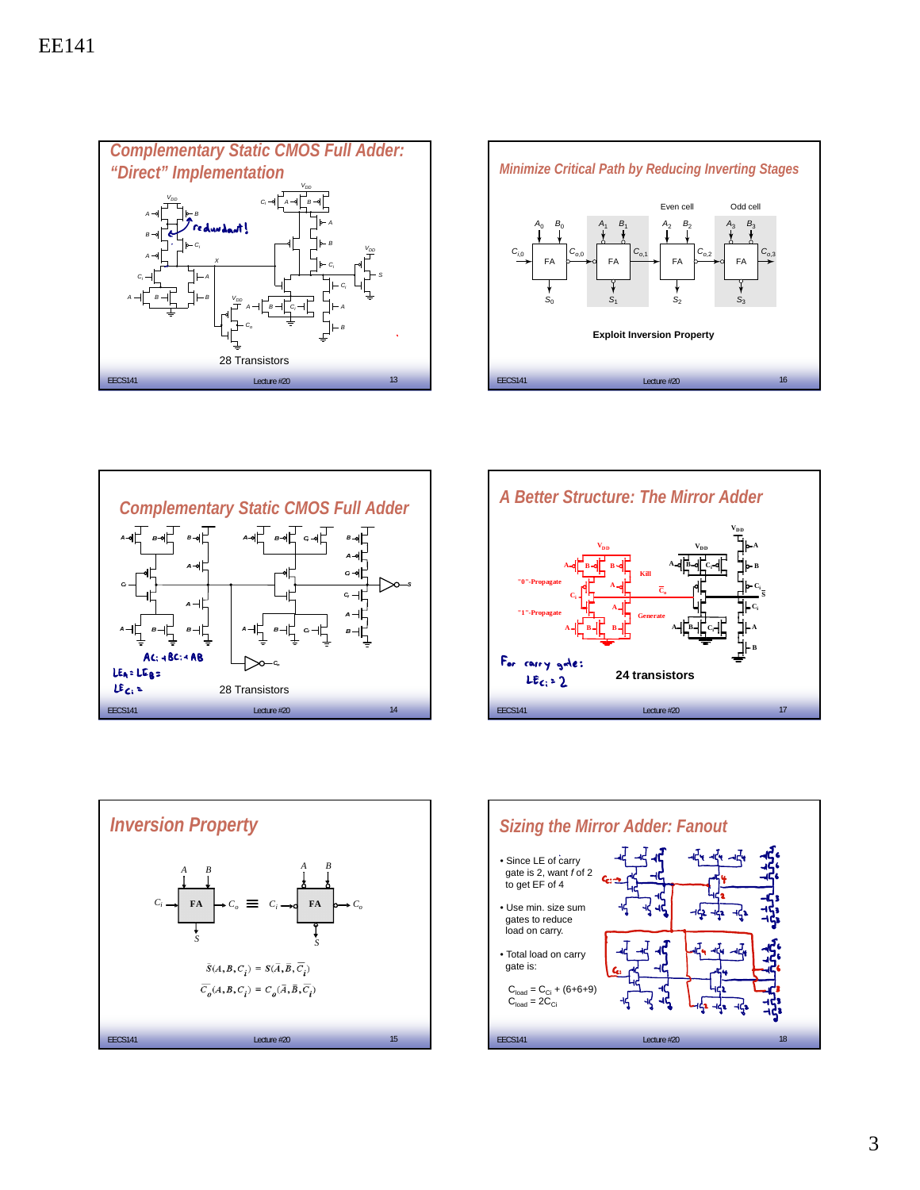EE141

## Complementary Static CMOS Full Adder: "Direct" Implementation

redundant!

28 Transistors

## Minimize Critical Path by Reducing Inverting Stages

Even cell    Odd cell

**Exploit Inversion Property**

## Complementary Static CMOS Full Adder

$AC_i + BC_i + AB$

$LE_A = LE_B =$

$LE_{C_i} =$

28 Transistors

## A Better Structure: The Mirror Adder

"0"-Propagate

"1"-Propagate

Kill

Generate

For carry gate:

$LE_{C_i} = 2$

**24 transistors**

## Inversion Property

$$\bar{S}(A, B, C_i) = S(\bar{A}, \bar{B}, \bar{C_i})$$

$$\bar{C_o}(A, B, C_i) = C_o(\bar{A}, \bar{B}, \bar{C_i})$$

## Sizing the Mirror Adder: Fanout

- Since LE of carry is 2, want $f$ of 2 to get EF of 4
- Use min. size sum gates to reduce load on carry.
- Total load on carry gate is:

$C_{load} = C_{Ci} + (6+6+9)$

$C_{load} = 2C_{Ci}$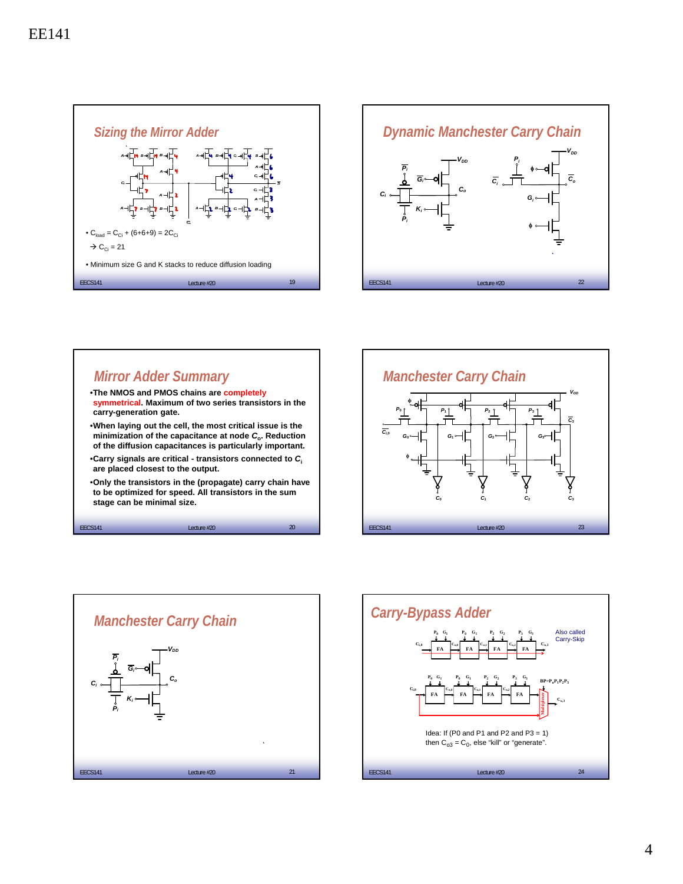EE141

## Sizing the Mirror Adder

- $C_{load} = C_{Ci} + (6+6+9) = 2C_{Ci}$

  → $C_{Ci} = 21$

- Minimum size G and K stacks to reduce diffusion loading

## Dynamic Manchester Carry Chain

## Mirror Adder Summary

- The NMOS and PMOS chains are **completely symmetrical**. Maximum of two series transistors in the carry-generation gate.
- When laying out the cell, the most critical issue is the minimization of the capacitance at node $C_o$. Reduction of the diffusion capacitances is particularly important.
- Carry signals are critical - transistors connected to $C_i$ are placed closest to the output.
- Only the transistors in the (propagate) carry chain have to be optimized for speed. All transistors in the sum stage can be minimal size.

## Manchester Carry Chain

## Manchester Carry Chain

## Carry-Bypass Adder

Also called Carry-Skip

$BP = P_0P_1P_2P_3$

Idea: If (P0 and P1 and P2 and P3 = 1) then $C_{o3} = C_0$, else "kill" or "generate".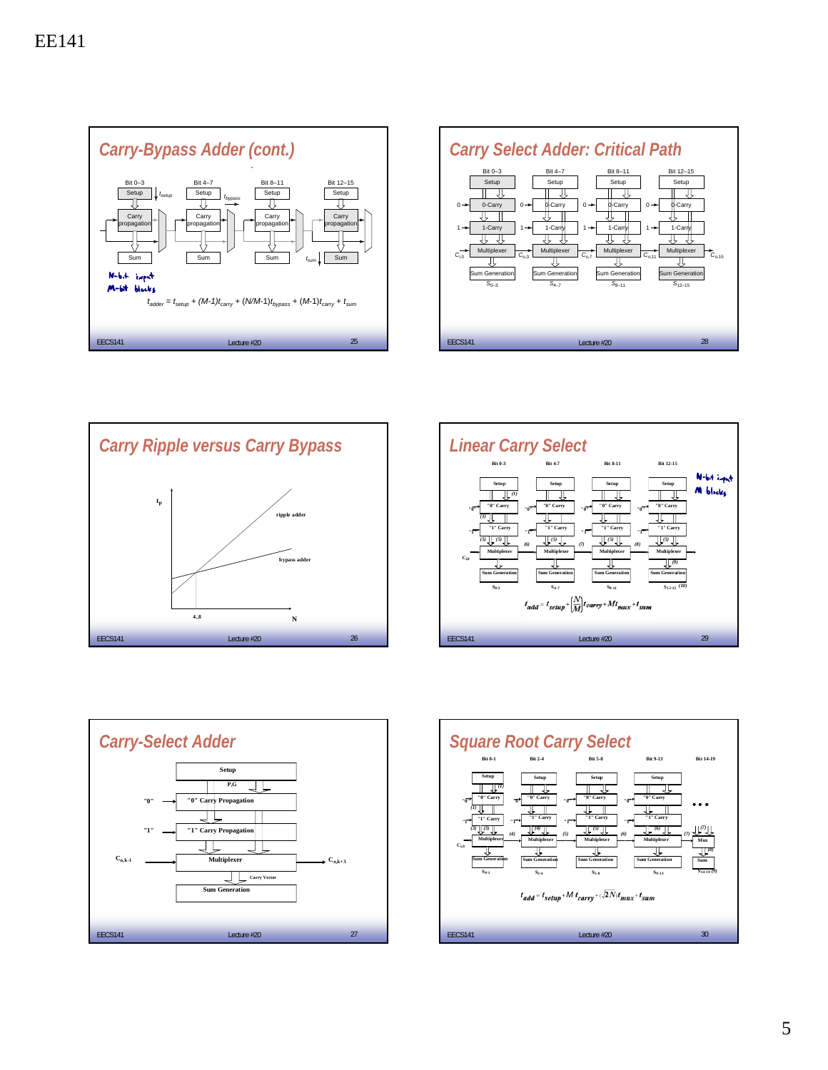EE141

## Carry-Bypass Adder (cont.)

Bit 0–3, Bit 4–7, Bit 8–11, Bit 12–15

Setup, Carry propagation, Sum

$t_{setup}$, $t_{bypass}$, $t_{sum}$

N-bit input
M-bit blocks

$$t_{adder} = t_{setup} + (M-1)t_{carry} + (N/M-1)t_{bypass} + (M-1)t_{carry} + t_{sum}$$

## Carry Select Adder: Critical Path

Bit 0–3, Bit 4–7, Bit 8–11, Bit 12–15

Setup, 0-Carry, 1-Carry, Multiplexer, Sum Generation

$C_{i,0}$, $C_{o,3}$, $C_{o,7}$, $C_{o,11}$, $C_{o,15}$

$S_{0-3}$, $S_{4-7}$, $S_{8-11}$, $S_{12-15}$

## Carry Ripple versus Carry Bypass

$t_p$

ripple adder

bypass adder

4..8

N

## Linear Carry Select

Bit 0-3, Bit 4-7, Bit 8-11, Bit 12-15

N-bit input
M blocks

$$t_{add} = t_{setup} + \left(\frac{N}{M}\right)t_{carry} + Mt_{mux} + t_{sum}$$

## Carry-Select Adder

Setup

P,G

"0" → "0" Carry Propagation

"1" → "1" Carry Propagation

$C_{o,k-1}$ → Multiplexer → $C_{o,k+3}$

Carry Vector

Sum Generation

## Square Root Carry Select

Bit 0-1, Bit 2-4, Bit 5-8, Bit 9-13, Bit 14-19

$$t_{add} = t_{setup} + M\,t_{carry} + (\sqrt{2N})t_{mux} + t_{sum}$$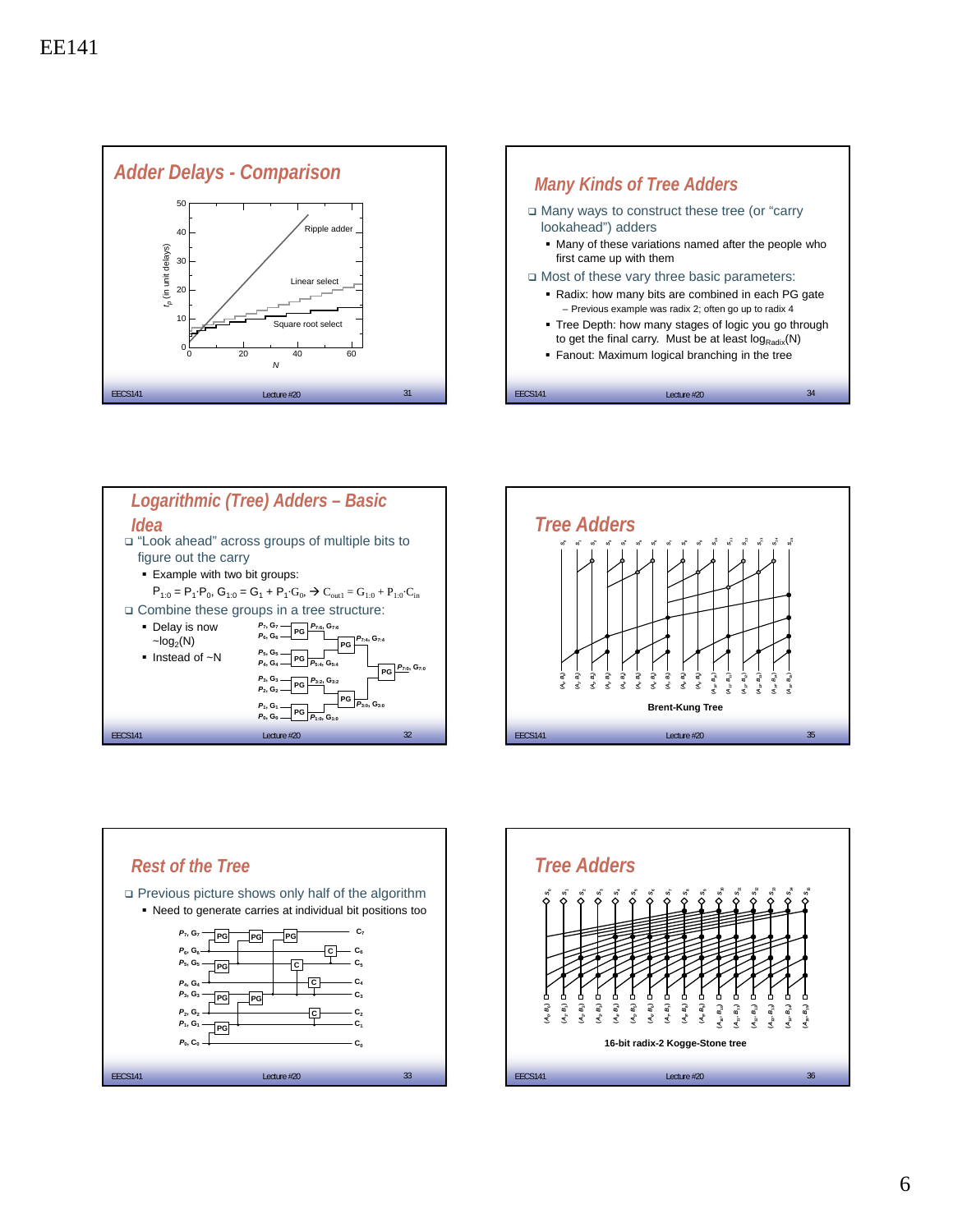## Adder Delays - Comparison

$t_p$ (in unit delays)

Ripple adder

Linear select

Square root select

$N$

## Logarithmic (Tree) Adders – Basic Idea

- "Look ahead" across groups of multiple bits to figure out the carry
  - Example with two bit groups:

    $P_{1:0} = P_1 \cdot P_0$, $G_{1:0} = G_1 + P_1 \cdot G_0$, $\rightarrow C_{out1} = G_{1:0} + P_{1:0} \cdot C_{in}$
- Combine these groups in a tree structure:
  - Delay is now $\sim \log_2(N)$
  - Instead of $\sim N$

## Rest of the Tree

- Previous picture shows only half of the algorithm
  - Need to generate carries at individual bit positions too

## Many Kinds of Tree Adders

- Many ways to construct these tree (or "carry lookahead") adders
  - Many of these variations named after the people who first came up with them
- Most of these vary three basic parameters:
  - Radix: how many bits are combined in each PG gate
    - Previous example was radix 2; often go up to radix 4
  - Tree Depth: how many stages of logic you go through to get the final carry. Must be at least $\log_{Radix}(N)$
  - Fanout: Maximum logical branching in the tree

## Tree Adders

Brent-Kung Tree

## Tree Adders

16-bit radix-2 Kogge-Stone tree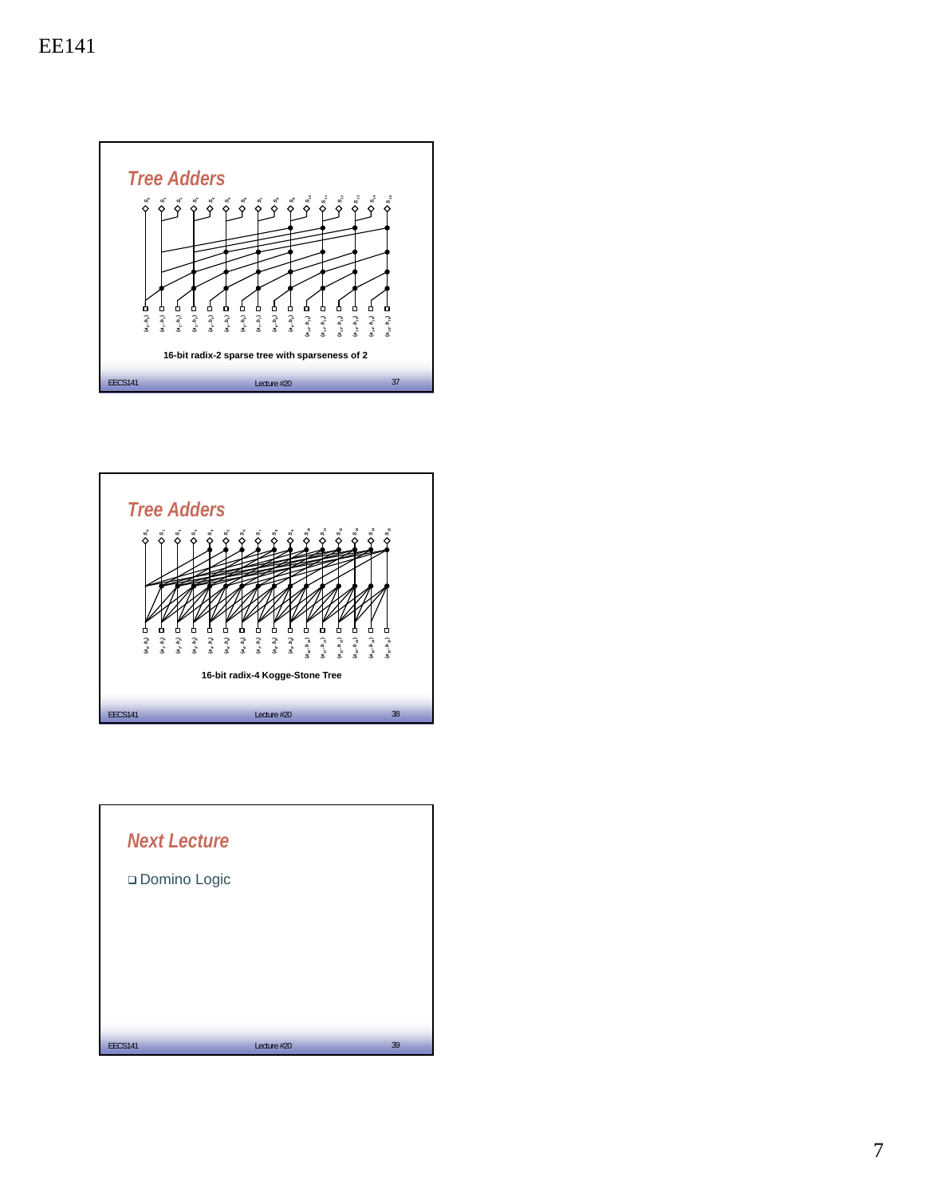## Tree Adders

$S_0$ $S_1$ $S_2$ $S_3$ $S_4$ $S_5$ $S_6$ $S_7$ $S_8$ $S_9$ $S_{10}$ $S_{11}$ $S_{12}$ $S_{13}$ $S_{14}$ $S_{15}$

$(a_0, b_0)$ $(a_1, b_1)$ $(a_2, b_2)$ $(a_3, b_3)$ $(a_4, b_4)$ $(a_5, b_5)$ $(a_6, b_6)$ $(a_7, b_7)$ $(a_8, b_8)$ $(a_9, b_9)$ $(a_{10}, b_{10})$ $(a_{11}, b_{11})$ $(a_{12}, b_{12})$ $(a_{13}, b_{13})$ $(a_{14}, b_{14})$ $(a_{15}, b_{15})$

**16-bit radix-2 sparse tree with sparseness of 2**

## Tree Adders

$S_0$ $S_1$ $S_2$ $S_3$ $S_4$ $S_5$ $S_6$ $S_7$ $S_8$ $S_9$ $S_{10}$ $S_{11}$ $S_{12}$ $S_{13}$ $S_{14}$ $S_{15}$

$(a_0, b_0)$ $(a_1, b_1)$ $(a_2, b_2)$ $(a_3, b_3)$ $(a_4, b_4)$ $(a_5, b_5)$ $(a_6, b_6)$ $(a_7, b_7)$ $(a_8, b_8)$ $(a_9, b_9)$ $(a_{10}, b_{10})$ $(a_{11}, b_{11})$ $(a_{12}, b_{12})$ $(a_{13}, b_{13})$ $(a_{14}, b_{14})$ $(a_{15}, b_{15})$

**16-bit radix-4 Kogge-Stone Tree**

## Next Lecture

- Domino Logic